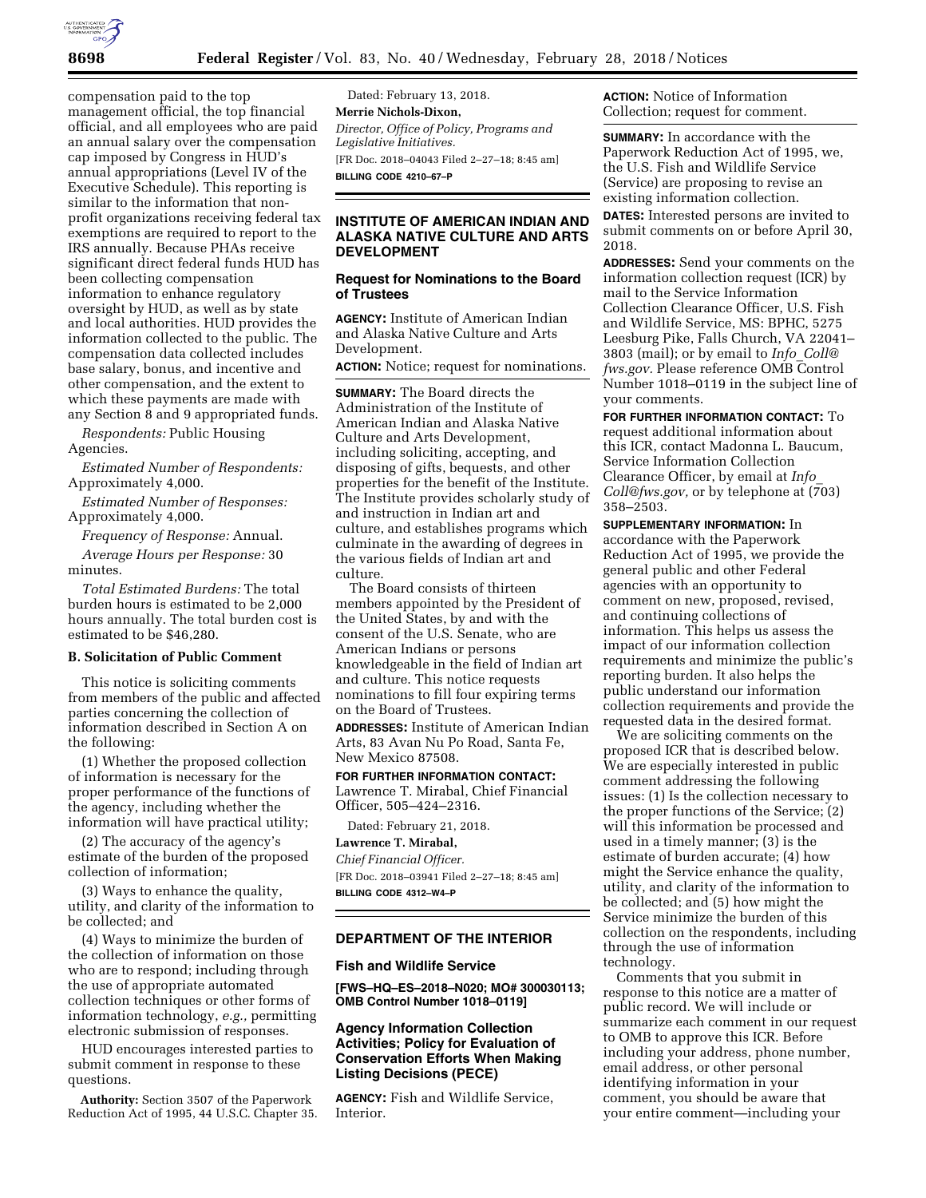compensation paid to the top management official, the top financial official, and all employees who are paid an annual salary over the compensation cap imposed by Congress in HUD's annual appropriations (Level IV of the Executive Schedule). This reporting is similar to the information that non-profit organizations receiving federal tax exemptions are required to report to the IRS annually. Because PHAs receive significant direct federal funds HUD has been collecting compensation information to enhance regulatory oversight by HUD, as well as by state and local authorities. HUD provides the information collected to the public. The compensation data collected includes base salary, bonus, and incentive and other compensation, and the extent to which these payments are made with any Section 8 and 9 appropriated funds.

*Respondents:* Public Housing Agencies.

*Estimated Number of Respondents:* Approximately 4,000.

*Estimated Number of Responses:* Approximately 4,000.

*Frequency of Response:* Annual.

*Average Hours per Response:* 30 minutes.

*Total Estimated Burdens:* The total burden hours is estimated to be 2,000 hours annually. The total burden cost is estimated to be $46,280.

### B. Solicitation of Public Comment

This notice is soliciting comments from members of the public and affected parties concerning the collection of information described in Section A on the following:

(1) Whether the proposed collection of information is necessary for the proper performance of the functions of the agency, including whether the information will have practical utility;

(2) The accuracy of the agency's estimate of the burden of the proposed collection of information;

(3) Ways to enhance the quality, utility, and clarity of the information to be collected; and

(4) Ways to minimize the burden of the collection of information on those who are to respond; including through the use of appropriate automated collection techniques or other forms of information technology, *e.g.,* permitting electronic submission of responses.

HUD encourages interested parties to submit comment in response to these questions.

**Authority:** Section 3507 of the Paperwork Reduction Act of 1995, 44 U.S.C. Chapter 35.

Dated: February 13, 2018.

**Merrie Nichols-Dixon,**

*Director, Office of Policy, Programs and Legislative Initiatives.*

[FR Doc. 2018–04043 Filed 2–27–18; 8:45 am]

**BILLING CODE 4210–67–P**

## INSTITUTE OF AMERICAN INDIAN AND ALASKA NATIVE CULTURE AND ARTS DEVELOPMENT

### Request for Nominations to the Board of Trustees

**AGENCY:** Institute of American Indian and Alaska Native Culture and Arts Development.

**ACTION:** Notice; request for nominations.

**SUMMARY:** The Board directs the Administration of the Institute of American Indian and Alaska Native Culture and Arts Development, including soliciting, accepting, and disposing of gifts, bequests, and other properties for the benefit of the Institute. The Institute provides scholarly study of and instruction in Indian art and culture, and establishes programs which culminate in the awarding of degrees in the various fields of Indian art and culture.

The Board consists of thirteen members appointed by the President of the United States, by and with the consent of the U.S. Senate, who are American Indians or persons knowledgeable in the field of Indian art and culture. This notice requests nominations to fill four expiring terms on the Board of Trustees.

**ADDRESSES:** Institute of American Indian Arts, 83 Avan Nu Po Road, Santa Fe, New Mexico 87508.

**FOR FURTHER INFORMATION CONTACT:** Lawrence T. Mirabal, Chief Financial Officer, 505–424–2316.

Dated: February 21, 2018.

**Lawrence T. Mirabal,**

*Chief Financial Officer.*

[FR Doc. 2018–03941 Filed 2–27–18; 8:45 am]

**BILLING CODE 4312–W4–P**

## DEPARTMENT OF THE INTERIOR

### Fish and Wildlife Service

**[FWS–HQ–ES–2018–N020; MO# 300030113; OMB Control Number 1018–0119]**

### Agency Information Collection Activities; Policy for Evaluation of Conservation Efforts When Making Listing Decisions (PECE)

**AGENCY:** Fish and Wildlife Service, Interior.

**ACTION:** Notice of Information Collection; request for comment.

**SUMMARY:** In accordance with the Paperwork Reduction Act of 1995, we, the U.S. Fish and Wildlife Service (Service) are proposing to revise an existing information collection.

**DATES:** Interested persons are invited to submit comments on or before April 30, 2018.

**ADDRESSES:** Send your comments on the information collection request (ICR) by mail to the Service Information Collection Clearance Officer, U.S. Fish and Wildlife Service, MS: BPHC, 5275 Leesburg Pike, Falls Church, VA 22041–3803 (mail); or by email to *Info_Coll@fws.gov.* Please reference OMB Control Number 1018–0119 in the subject line of your comments.

**FOR FURTHER INFORMATION CONTACT:** To request additional information about this ICR, contact Madonna L. Baucum, Service Information Collection Clearance Officer, by email at *Info_Coll@fws.gov,* or by telephone at (703) 358–2503.

**SUPPLEMENTARY INFORMATION:** In accordance with the Paperwork Reduction Act of 1995, we provide the general public and other Federal agencies with an opportunity to comment on new, proposed, revised, and continuing collections of information. This helps us assess the impact of our information collection requirements and minimize the public's reporting burden. It also helps the public understand our information collection requirements and provide the requested data in the desired format.

We are soliciting comments on the proposed ICR that is described below. We are especially interested in public comment addressing the following issues: (1) Is the collection necessary to the proper functions of the Service; (2) will this information be processed and used in a timely manner; (3) is the estimate of burden accurate; (4) how might the Service enhance the quality, utility, and clarity of the information to be collected; and (5) how might the Service minimize the burden of this collection on the respondents, including through the use of information technology.

Comments that you submit in response to this notice are a matter of public record. We will include or summarize each comment in our request to OMB to approve this ICR. Before including your address, phone number, email address, or other personal identifying information in your comment, you should be aware that your entire comment—including your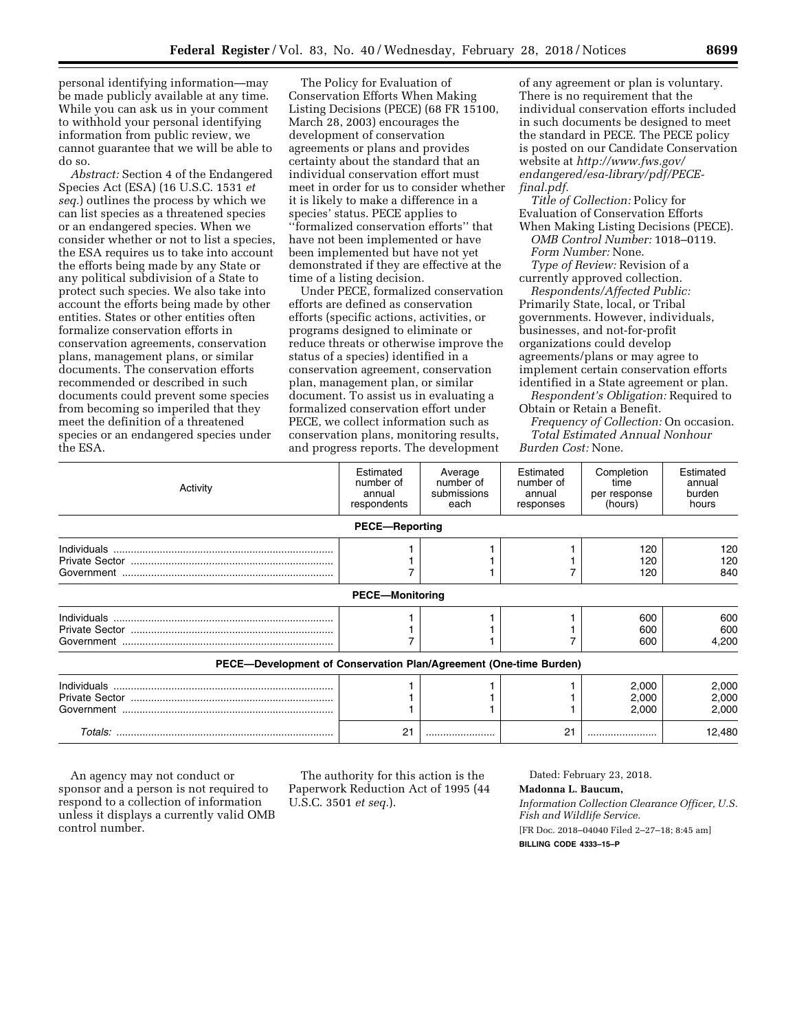personal identifying information—may be made publicly available at any time. While you can ask us in your comment to withhold your personal identifying information from public review, we cannot guarantee that we will be able to do so.

*Abstract:* Section 4 of the Endangered Species Act (ESA) (16 U.S.C. 1531 *et seq.*) outlines the process by which we can list species as a threatened species or an endangered species. When we consider whether or not to list a species, the ESA requires us to take into account the efforts being made by any State or any political subdivision of a State to protect such species. We also take into account the efforts being made by other entities. States or other entities often formalize conservation efforts in conservation agreements, conservation plans, management plans, or similar documents. The conservation efforts recommended or described in such documents could prevent some species from becoming so imperiled that they meet the definition of a threatened species or an endangered species under the ESA.

The Policy for Evaluation of Conservation Efforts When Making Listing Decisions (PECE) (68 FR 15100, March 28, 2003) encourages the development of conservation agreements or plans and provides certainty about the standard that an individual conservation effort must meet in order for us to consider whether it is likely to make a difference in a species' status. PECE applies to ''formalized conservation efforts'' that have not been implemented or have been implemented but have not yet demonstrated if they are effective at the time of a listing decision.

Under PECE, formalized conservation efforts are defined as conservation efforts (specific actions, activities, or programs designed to eliminate or reduce threats or otherwise improve the status of a species) identified in a conservation agreement, conservation plan, management plan, or similar document. To assist us in evaluating a formalized conservation effort under PECE, we collect information such as conservation plans, monitoring results, and progress reports. The development of any agreement or plan is voluntary. There is no requirement that the individual conservation efforts included in such documents be designed to meet the standard in PECE. The PECE policy is posted on our Candidate Conservation website at *http://www.fws.gov/endangered/esa-library/pdf/PECE-final.pdf.*

*Title of Collection:* Policy for Evaluation of Conservation Efforts When Making Listing Decisions (PECE).

*OMB Control Number:* 1018–0119.

*Form Number:* None.

*Type of Review:* Revision of a currently approved collection.

*Respondents/Affected Public:* Primarily State, local, or Tribal governments. However, individuals, businesses, and not-for-profit organizations could develop agreements/plans or may agree to implement certain conservation efforts identified in a State agreement or plan.

*Respondent's Obligation:* Required to Obtain or Retain a Benefit.

*Frequency of Collection:* On occasion.

*Total Estimated Annual Nonhour Burden Cost:* None.

| Activity | Estimated number of annual respondents | Average number of submissions each | Estimated number of annual responses | Completion time per response (hours) | Estimated annual burden hours |
|---|---|---|---|---|---|
| **PECE—Reporting** | | | | | |
| Individuals | 1 | 1 | 1 | 120 | 120 |
| Private Sector | 1 | 1 | 1 | 120 | 120 |
| Government | 7 | 1 | 7 | 120 | 840 |
| **PECE—Monitoring** | | | | | |
| Individuals | 1 | 1 | 1 | 600 | 600 |
| Private Sector | 1 | 1 | 1 | 600 | 600 |
| Government | 7 | 1 | 7 | 600 | 4,200 |
| **PECE—Development of Conservation Plan/Agreement (One-time Burden)** | | | | | |
| Individuals | 1 | 1 | 1 | 2,000 | 2,000 |
| Private Sector | 1 | 1 | 1 | 2,000 | 2,000 |
| Government | 1 | 1 | 1 | 2,000 | 2,000 |
| *Totals:* | 21 | | 21 | | 12,480 |

An agency may not conduct or sponsor and a person is not required to respond to a collection of information unless it displays a currently valid OMB control number.

The authority for this action is the Paperwork Reduction Act of 1995 (44 U.S.C. 3501 *et seq.*).

Dated: February 23, 2018.

**Madonna L. Baucum,**

*Information Collection Clearance Officer, U.S. Fish and Wildlife Service.*

[FR Doc. 2018–04040 Filed 2–27–18; 8:45 am]

**BILLING CODE 4333–15–P**